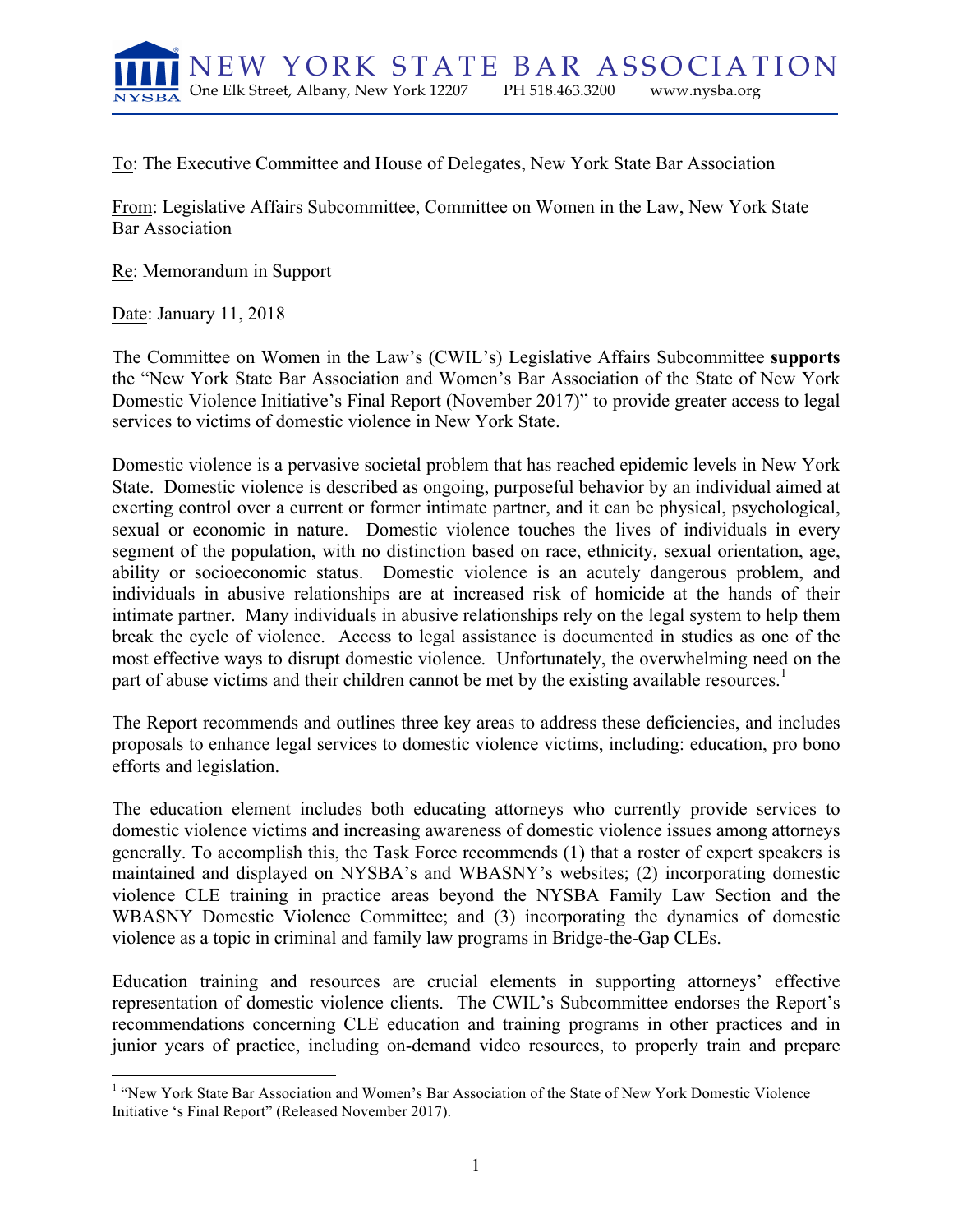NEW YORK STATE BAR ASSOCIATION
One Elk Street, Albany, New York 12207 PH 518.463.3200 www.nysba.org

To: The Executive Committee and House of Delegates, New York State Bar Association

From: Legislative Affairs Subcommittee, Committee on Women in the Law, New York State Bar Association

Re: Memorandum in Support

Date: January 11, 2018

The Committee on Women in the Law's (CWIL's) Legislative Affairs Subcommittee **supports** the "New York State Bar Association and Women's Bar Association of the State of New York Domestic Violence Initiative's Final Report (November 2017)" to provide greater access to legal services to victims of domestic violence in New York State.

Domestic violence is a pervasive societal problem that has reached epidemic levels in New York State. Domestic violence is described as ongoing, purposeful behavior by an individual aimed at exerting control over a current or former intimate partner, and it can be physical, psychological, sexual or economic in nature. Domestic violence touches the lives of individuals in every segment of the population, with no distinction based on race, ethnicity, sexual orientation, age, ability or socioeconomic status. Domestic violence is an acutely dangerous problem, and individuals in abusive relationships are at increased risk of homicide at the hands of their intimate partner. Many individuals in abusive relationships rely on the legal system to help them break the cycle of violence. Access to legal assistance is documented in studies as one of the most effective ways to disrupt domestic violence. Unfortunately, the overwhelming need on the part of abuse victims and their children cannot be met by the existing available resources.[1]

The Report recommends and outlines three key areas to address these deficiencies, and includes proposals to enhance legal services to domestic violence victims, including: education, pro bono efforts and legislation.

The education element includes both educating attorneys who currently provide services to domestic violence victims and increasing awareness of domestic violence issues among attorneys generally. To accomplish this, the Task Force recommends (1) that a roster of expert speakers is maintained and displayed on NYSBA's and WBASNY's websites; (2) incorporating domestic violence CLE training in practice areas beyond the NYSBA Family Law Section and the WBASNY Domestic Violence Committee; and (3) incorporating the dynamics of domestic violence as a topic in criminal and family law programs in Bridge-the-Gap CLEs.

Education training and resources are crucial elements in supporting attorneys' effective representation of domestic violence clients. The CWIL's Subcommittee endorses the Report's recommendations concerning CLE education and training programs in other practices and in junior years of practice, including on-demand video resources, to properly train and prepare

[1] "New York State Bar Association and Women's Bar Association of the State of New York Domestic Violence Initiative 's Final Report" (Released November 2017).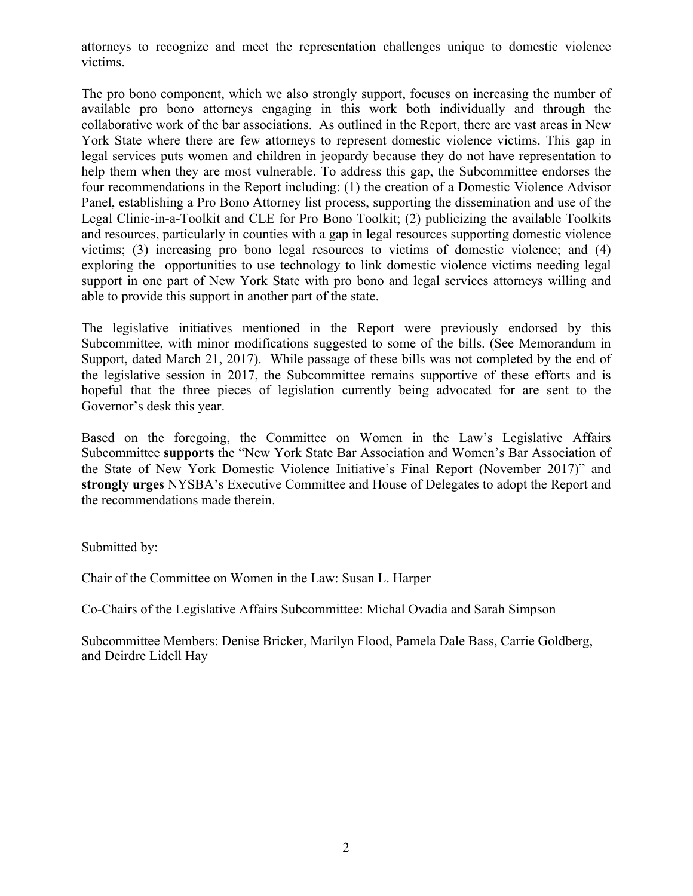attorneys to recognize and meet the representation challenges unique to domestic violence victims.

The pro bono component, which we also strongly support, focuses on increasing the number of available pro bono attorneys engaging in this work both individually and through the collaborative work of the bar associations. As outlined in the Report, there are vast areas in New York State where there are few attorneys to represent domestic violence victims. This gap in legal services puts women and children in jeopardy because they do not have representation to help them when they are most vulnerable. To address this gap, the Subcommittee endorses the four recommendations in the Report including: (1) the creation of a Domestic Violence Advisor Panel, establishing a Pro Bono Attorney list process, supporting the dissemination and use of the Legal Clinic-in-a-Toolkit and CLE for Pro Bono Toolkit; (2) publicizing the available Toolkits and resources, particularly in counties with a gap in legal resources supporting domestic violence victims; (3) increasing pro bono legal resources to victims of domestic violence; and (4) exploring the opportunities to use technology to link domestic violence victims needing legal support in one part of New York State with pro bono and legal services attorneys willing and able to provide this support in another part of the state.

The legislative initiatives mentioned in the Report were previously endorsed by this Subcommittee, with minor modifications suggested to some of the bills. (See Memorandum in Support, dated March 21, 2017). While passage of these bills was not completed by the end of the legislative session in 2017, the Subcommittee remains supportive of these efforts and is hopeful that the three pieces of legislation currently being advocated for are sent to the Governor's desk this year.

Based on the foregoing, the Committee on Women in the Law's Legislative Affairs Subcommittee **supports** the "New York State Bar Association and Women's Bar Association of the State of New York Domestic Violence Initiative's Final Report (November 2017)" and **strongly urges** NYSBA's Executive Committee and House of Delegates to adopt the Report and the recommendations made therein.

Submitted by:

Chair of the Committee on Women in the Law: Susan L. Harper

Co-Chairs of the Legislative Affairs Subcommittee: Michal Ovadia and Sarah Simpson

Subcommittee Members: Denise Bricker, Marilyn Flood, Pamela Dale Bass, Carrie Goldberg, and Deirdre Lidell Hay